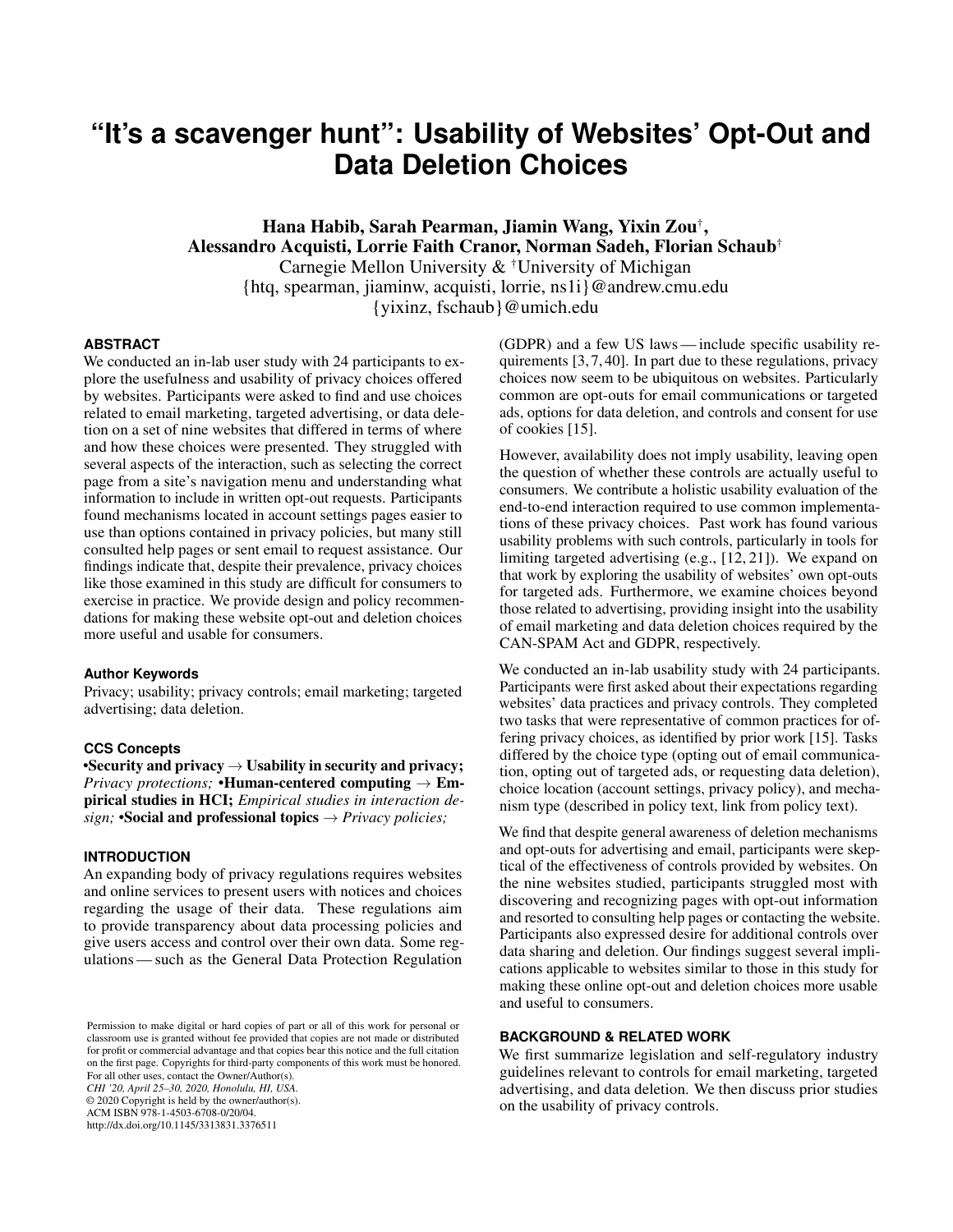# "It's a scavenger hunt": Usability of Websites' Opt-Out and Data Deletion Choices

**Hana Habib, Sarah Pearman, Jiamin Wang, Yixin Zou[†], Alessandro Acquisti, Lorrie Faith Cranor, Norman Sadeh, Florian Schaub[†]**
Carnegie Mellon University & [†]University of Michigan
{htq, spearman, jiaminw, acquisti, lorrie, ns1i}@andrew.cmu.edu
{yixinz, fschaub}@umich.edu

## ABSTRACT

We conducted an in-lab user study with 24 participants to explore the usefulness and usability of privacy choices offered by websites. Participants were asked to find and use choices related to email marketing, targeted advertising, or data deletion on a set of nine websites that differed in terms of where and how these choices were presented. They struggled with several aspects of the interaction, such as selecting the correct page from a site's navigation menu and understanding what information to include in written opt-out requests. Participants found mechanisms located in account settings pages easier to use than options contained in privacy policies, but many still consulted help pages or sent email to request assistance. Our findings indicate that, despite their prevalence, privacy choices like those examined in this study are difficult for consumers to exercise in practice. We provide design and policy recommendations for making these website opt-out and deletion choices more useful and usable for consumers.

### Author Keywords

Privacy; usability; privacy controls; email marketing; targeted advertising; data deletion.

### CCS Concepts

•**Security and privacy** → **Usability in security and privacy;** *Privacy protections;* •**Human-centered computing** → **Empirical studies in HCI;** *Empirical studies in interaction design;* •**Social and professional topics** → *Privacy policies;*

## INTRODUCTION

An expanding body of privacy regulations requires websites and online services to present users with notices and choices regarding the usage of their data. These regulations aim to provide transparency about data processing policies and give users access and control over their own data. Some regulations — such as the General Data Protection Regulation (GDPR) and a few US laws — include specific usability requirements [3, 7, 40]. In part due to these regulations, privacy choices now seem to be ubiquitous on websites. Particularly common are opt-outs for email communications or targeted ads, options for data deletion, and controls and consent for use of cookies [15].

However, availability does not imply usability, leaving open the question of whether these controls are actually useful to consumers. We contribute a holistic usability evaluation of the end-to-end interaction required to use common implementations of these privacy choices. Past work has found various usability problems with such controls, particularly in tools for limiting targeted advertising (e.g., [12, 21]). We expand on that work by exploring the usability of websites' own opt-outs for targeted ads. Furthermore, we examine choices beyond those related to advertising, providing insight into the usability of email marketing and data deletion choices required by the CAN-SPAM Act and GDPR, respectively.

We conducted an in-lab usability study with 24 participants. Participants were first asked about their expectations regarding websites' data practices and privacy controls. They completed two tasks that were representative of common practices for offering privacy choices, as identified by prior work [15]. Tasks differed by the choice type (opting out of email communication, opting out of targeted ads, or requesting data deletion), choice location (account settings, privacy policy), and mechanism type (described in policy text, link from policy text).

We find that despite general awareness of deletion mechanisms and opt-outs for advertising and email, participants were skeptical of the effectiveness of controls provided by websites. On the nine websites studied, participants struggled most with discovering and recognizing pages with opt-out information and resorted to consulting help pages or contacting the website. Participants also expressed desire for additional controls over data sharing and deletion. Our findings suggest several implications applicable to websites similar to those in this study for making these online opt-out and deletion choices more usable and useful to consumers.

## BACKGROUND & RELATED WORK

We first summarize legislation and self-regulatory industry guidelines relevant to controls for email marketing, targeted advertising, and data deletion. We then discuss prior studies on the usability of privacy controls.

Permission to make digital or hard copies of part or all of this work for personal or classroom use is granted without fee provided that copies are not made or distributed for profit or commercial advantage and that copies bear this notice and the full citation on the first page. Copyrights for third-party components of this work must be honored. For all other uses, contact the Owner/Author(s).
*CHI '20, April 25–30, 2020, Honolulu, HI, USA.*
© 2020 Copyright is held by the owner/author(s).
ACM ISBN 978-1-4503-6708-0/20/04.
http://dx.doi.org/10.1145/3313831.3376511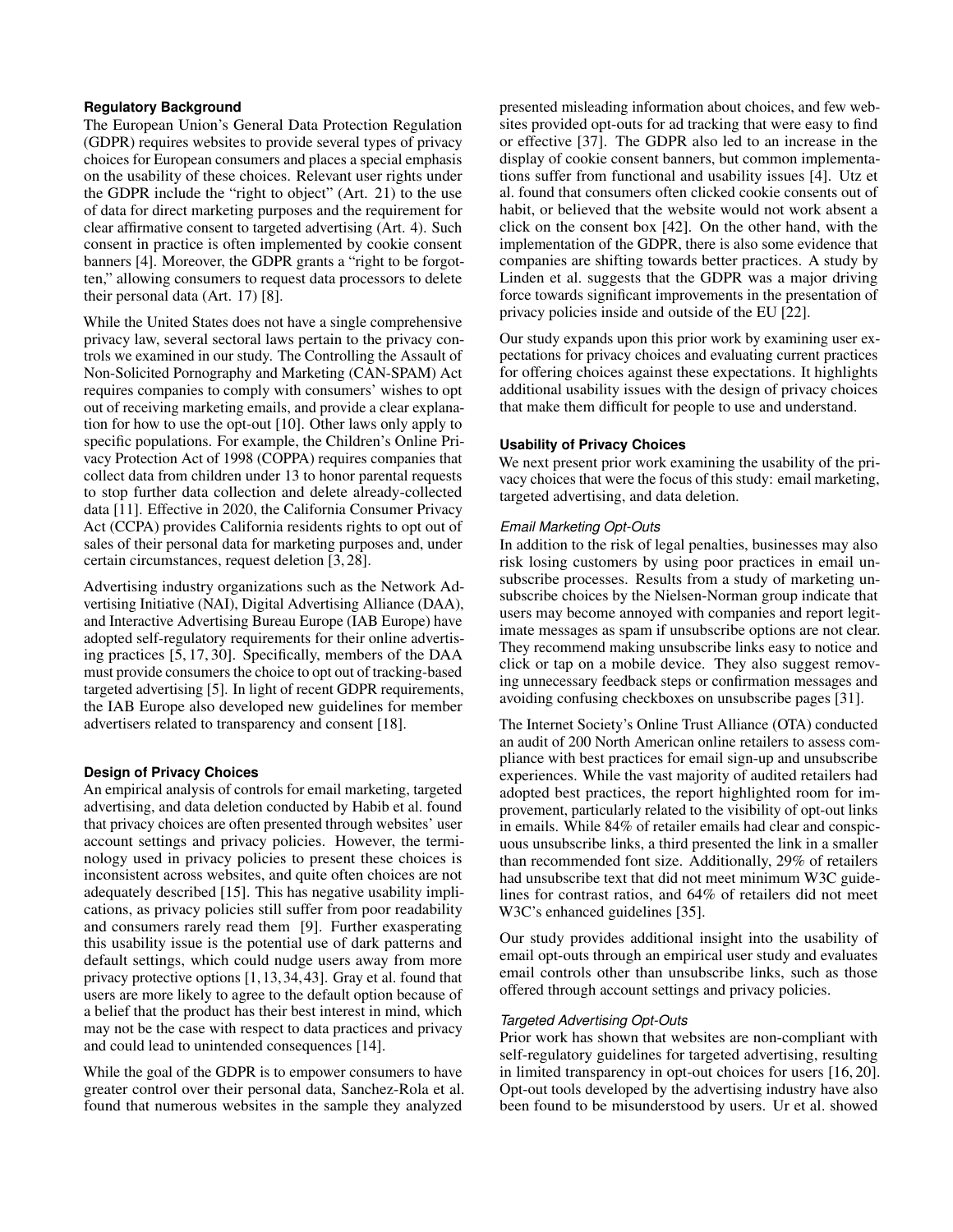### Regulatory Background

The European Union's General Data Protection Regulation (GDPR) requires websites to provide several types of privacy choices for European consumers and places a special emphasis on the usability of these choices. Relevant user rights under the GDPR include the "right to object" (Art. 21) to the use of data for direct marketing purposes and the requirement for clear affirmative consent to targeted advertising (Art. 4). Such consent in practice is often implemented by cookie consent banners [4]. Moreover, the GDPR grants a "right to be forgotten," allowing consumers to request data processors to delete their personal data (Art. 17) [8].

While the United States does not have a single comprehensive privacy law, several sectoral laws pertain to the privacy controls we examined in our study. The Controlling the Assault of Non-Solicited Pornography and Marketing (CAN-SPAM) Act requires companies to comply with consumers' wishes to opt out of receiving marketing emails, and provide a clear explanation for how to use the opt-out [10]. Other laws only apply to specific populations. For example, the Children's Online Privacy Protection Act of 1998 (COPPA) requires companies that collect data from children under 13 to honor parental requests to stop further data collection and delete already-collected data [11]. Effective in 2020, the California Consumer Privacy Act (CCPA) provides California residents rights to opt out of sales of their personal data for marketing purposes and, under certain circumstances, request deletion [3, 28].

Advertising industry organizations such as the Network Advertising Initiative (NAI), Digital Advertising Alliance (DAA), and Interactive Advertising Bureau Europe (IAB Europe) have adopted self-regulatory requirements for their online advertising practices [5, 17, 30]. Specifically, members of the DAA must provide consumers the choice to opt out of tracking-based targeted advertising [5]. In light of recent GDPR requirements, the IAB Europe also developed new guidelines for member advertisers related to transparency and consent [18].

### Design of Privacy Choices

An empirical analysis of controls for email marketing, targeted advertising, and data deletion conducted by Habib et al. found that privacy choices are often presented through websites' user account settings and privacy policies. However, the terminology used in privacy policies to present these choices is inconsistent across websites, and quite often choices are not adequately described [15]. This has negative usability implications, as privacy policies still suffer from poor readability and consumers rarely read them [9]. Further exasperating this usability issue is the potential use of dark patterns and default settings, which could nudge users away from more privacy protective options [1, 13, 34, 43]. Gray et al. found that users are more likely to agree to the default option because of a belief that the product has their best interest in mind, which may not be the case with respect to data practices and privacy and could lead to unintended consequences [14].

While the goal of the GDPR is to empower consumers to have greater control over their personal data, Sanchez-Rola et al. found that numerous websites in the sample they analyzed presented misleading information about choices, and few websites provided opt-outs for ad tracking that were easy to find or effective [37]. The GDPR also led to an increase in the display of cookie consent banners, but common implementations suffer from functional and usability issues [4]. Utz et al. found that consumers often clicked cookie consents out of habit, or believed that the website would not work absent a click on the consent box [42]. On the other hand, with the implementation of the GDPR, there is also some evidence that companies are shifting towards better practices. A study by Linden et al. suggests that the GDPR was a major driving force towards significant improvements in the presentation of privacy policies inside and outside of the EU [22].

Our study expands upon this prior work by examining user expectations for privacy choices and evaluating current practices for offering choices against these expectations. It highlights additional usability issues with the design of privacy choices that make them difficult for people to use and understand.

### Usability of Privacy Choices

We next present prior work examining the usability of the privacy choices that were the focus of this study: email marketing, targeted advertising, and data deletion.

#### *Email Marketing Opt-Outs*

In addition to the risk of legal penalties, businesses may also risk losing customers by using poor practices in email unsubscribe processes. Results from a study of marketing unsubscribe choices by the Nielsen-Norman group indicate that users may become annoyed with companies and report legitimate messages as spam if unsubscribe options are not clear. They recommend making unsubscribe links easy to notice and click or tap on a mobile device. They also suggest removing unnecessary feedback steps or confirmation messages and avoiding confusing checkboxes on unsubscribe pages [31].

The Internet Society's Online Trust Alliance (OTA) conducted an audit of 200 North American online retailers to assess compliance with best practices for email sign-up and unsubscribe experiences. While the vast majority of audited retailers had adopted best practices, the report highlighted room for improvement, particularly related to the visibility of opt-out links in emails. While 84% of retailer emails had clear and conspicuous unsubscribe links, a third presented the link in a smaller than recommended font size. Additionally, 29% of retailers had unsubscribe text that did not meet minimum W3C guidelines for contrast ratios, and 64% of retailers did not meet W3C's enhanced guidelines [35].

Our study provides additional insight into the usability of email opt-outs through an empirical user study and evaluates email controls other than unsubscribe links, such as those offered through account settings and privacy policies.

#### *Targeted Advertising Opt-Outs*

Prior work has shown that websites are non-compliant with self-regulatory guidelines for targeted advertising, resulting in limited transparency in opt-out choices for users [16, 20]. Opt-out tools developed by the advertising industry have also been found to be misunderstood by users. Ur et al. showed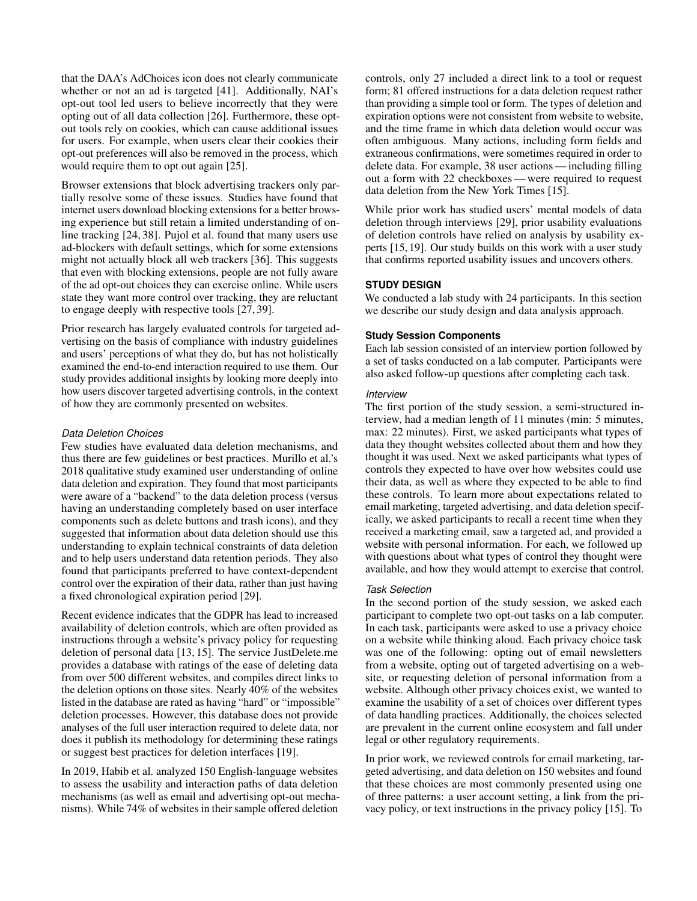that the DAA's AdChoices icon does not clearly communicate whether or not an ad is targeted [41]. Additionally, NAI's opt-out tool led users to believe incorrectly that they were opting out of all data collection [26]. Furthermore, these opt-out tools rely on cookies, which can cause additional issues for users. For example, when users clear their cookies their opt-out preferences will also be removed in the process, which would require them to opt out again [25].

Browser extensions that block advertising trackers only partially resolve some of these issues. Studies have found that internet users download blocking extensions for a better browsing experience but still retain a limited understanding of online tracking [24, 38]. Pujol et al. found that many users use ad-blockers with default settings, which for some extensions might not actually block all web trackers [36]. This suggests that even with blocking extensions, people are not fully aware of the ad opt-out choices they can exercise online. While users state they want more control over tracking, they are reluctant to engage deeply with respective tools [27, 39].

Prior research has largely evaluated controls for targeted advertising on the basis of compliance with industry guidelines and users' perceptions of what they do, but has not holistically examined the end-to-end interaction required to use them. Our study provides additional insights by looking more deeply into how users discover targeted advertising controls, in the context of how they are commonly presented on websites.

#### *Data Deletion Choices*

Few studies have evaluated data deletion mechanisms, and thus there are few guidelines or best practices. Murillo et al.'s 2018 qualitative study examined user understanding of online data deletion and expiration. They found that most participants were aware of a "backend" to the data deletion process (versus having an understanding completely based on user interface components such as delete buttons and trash icons), and they suggested that information about data deletion should use this understanding to explain technical constraints of data deletion and to help users understand data retention periods. They also found that participants preferred to have context-dependent control over the expiration of their data, rather than just having a fixed chronological expiration period [29].

Recent evidence indicates that the GDPR has lead to increased availability of deletion controls, which are often provided as instructions through a website's privacy policy for requesting deletion of personal data [13, 15]. The service JustDelete.me provides a database with ratings of the ease of deleting data from over 500 different websites, and compiles direct links to the deletion options on those sites. Nearly 40% of the websites listed in the database are rated as having "hard" or "impossible" deletion processes. However, this database does not provide analyses of the full user interaction required to delete data, nor does it publish its methodology for determining these ratings or suggest best practices for deletion interfaces [19].

In 2019, Habib et al. analyzed 150 English-language websites to assess the usability and interaction paths of data deletion mechanisms (as well as email and advertising opt-out mechanisms). While 74% of websites in their sample offered deletion controls, only 27 included a direct link to a tool or request form; 81 offered instructions for a data deletion request rather than providing a simple tool or form. The types of deletion and expiration options were not consistent from website to website, and the time frame in which data deletion would occur was often ambiguous. Many actions, including form fields and extraneous confirmations, were sometimes required in order to delete data. For example, 38 user actions — including filling out a form with 22 checkboxes — were required to request data deletion from the New York Times [15].

While prior work has studied users' mental models of data deletion through interviews [29], prior usability evaluations of deletion controls have relied on analysis by usability experts [15, 19]. Our study builds on this work with a user study that confirms reported usability issues and uncovers others.

## STUDY DESIGN

We conducted a lab study with 24 participants. In this section we describe our study design and data analysis approach.

### Study Session Components

Each lab session consisted of an interview portion followed by a set of tasks conducted on a lab computer. Participants were also asked follow-up questions after completing each task.

#### *Interview*

The first portion of the study session, a semi-structured interview, had a median length of 11 minutes (min: 5 minutes, max: 22 minutes). First, we asked participants what types of data they thought websites collected about them and how they thought it was used. Next we asked participants what types of controls they expected to have over how websites could use their data, as well as where they expected to be able to find these controls. To learn more about expectations related to email marketing, targeted advertising, and data deletion specifically, we asked participants to recall a recent time when they received a marketing email, saw a targeted ad, and provided a website with personal information. For each, we followed up with questions about what types of control they thought were available, and how they would attempt to exercise that control.

#### *Task Selection*

In the second portion of the study session, we asked each participant to complete two opt-out tasks on a lab computer. In each task, participants were asked to use a privacy choice on a website while thinking aloud. Each privacy choice task was one of the following: opting out of email newsletters from a website, opting out of targeted advertising on a website, or requesting deletion of personal information from a website. Although other privacy choices exist, we wanted to examine the usability of a set of choices over different types of data handling practices. Additionally, the choices selected are prevalent in the current online ecosystem and fall under legal or other regulatory requirements.

In prior work, we reviewed controls for email marketing, targeted advertising, and data deletion on 150 websites and found that these choices are most commonly presented using one of three patterns: a user account setting, a link from the privacy policy, or text instructions in the privacy policy [15]. To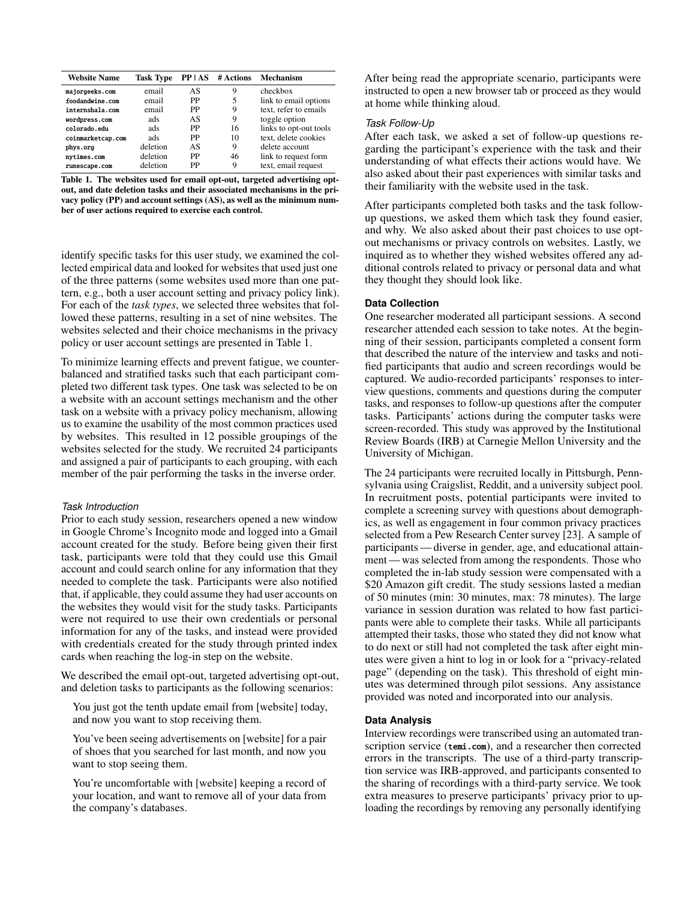| Website Name | Task Type | PP \| AS | # Actions | Mechanism |
|---|---|---|---|---|
| majorgeeks.com | email | AS | 9 | checkbox |
| foodandwine.com | email | PP | 5 | link to email options |
| internshala.com | email | PP | 9 | text, refer to emails |
| wordpress.com | ads | AS | 9 | toggle option |
| colorado.edu | ads | PP | 16 | links to opt-out tools |
| coinmarketcap.com | ads | PP | 10 | text, delete cookies |
| phys.org | deletion | AS | 9 | delete account |
| nytimes.com | deletion | PP | 46 | link to request form |
| runescape.com | deletion | PP | 9 | text, email request |

**Table 1. The websites used for email opt-out, targeted advertising opt-out, and date deletion tasks and their associated mechanisms in the privacy policy (PP) and account settings (AS), as well as the minimum number of user actions required to exercise each control.**

identify specific tasks for this user study, we examined the collected empirical data and looked for websites that used just one of the three patterns (some websites used more than one pattern, e.g., both a user account setting and privacy policy link). For each of the *task types*, we selected three websites that followed these patterns, resulting in a set of nine websites. The websites selected and their choice mechanisms in the privacy policy or user account settings are presented in Table 1.

To minimize learning effects and prevent fatigue, we counterbalanced and stratified tasks such that each participant completed two different task types. One task was selected to be on a website with an account settings mechanism and the other task on a website with a privacy policy mechanism, allowing us to examine the usability of the most common practices used by websites. This resulted in 12 possible groupings of the websites selected for the study. We recruited 24 participants and assigned a pair of participants to each grouping, with each member of the pair performing the tasks in the inverse order.

### *Task Introduction*

Prior to each study session, researchers opened a new window in Google Chrome's Incognito mode and logged into a Gmail account created for the study. Before being given their first task, participants were told that they could use this Gmail account and could search online for any information that they needed to complete the task. Participants were also notified that, if applicable, they could assume they had user accounts on the websites they would visit for the study tasks. Participants were not required to use their own credentials or personal information for any of the tasks, and instead were provided with credentials created for the study through printed index cards when reaching the log-in step on the website.

We described the email opt-out, targeted advertising opt-out, and deletion tasks to participants as the following scenarios:

> You just got the tenth update email from [website] today, and now you want to stop receiving them.

> You've been seeing advertisements on [website] for a pair of shoes that you searched for last month, and now you want to stop seeing them.

> You're uncomfortable with [website] keeping a record of your location, and want to remove all of your data from the company's databases.

After being read the appropriate scenario, participants were instructed to open a new browser tab or proceed as they would at home while thinking aloud.

### *Task Follow-Up*

After each task, we asked a set of follow-up questions regarding the participant's experience with the task and their understanding of what effects their actions would have. We also asked about their past experiences with similar tasks and their familiarity with the website used in the task.

After participants completed both tasks and the task follow-up questions, we asked them which task they found easier, and why. We also asked about their past choices to use opt-out mechanisms or privacy controls on websites. Lastly, we inquired as to whether they wished websites offered any additional controls related to privacy or personal data and what they thought they should look like.

## Data Collection

One researcher moderated all participant sessions. A second researcher attended each session to take notes. At the beginning of their session, participants completed a consent form that described the nature of the interview and tasks and notified participants that audio and screen recordings would be captured. We audio-recorded participants' responses to interview questions, comments and questions during the computer tasks, and responses to follow-up questions after the computer tasks. Participants' actions during the computer tasks were screen-recorded. This study was approved by the Institutional Review Boards (IRB) at Carnegie Mellon University and the University of Michigan.

The 24 participants were recruited locally in Pittsburgh, Pennsylvania using Craigslist, Reddit, and a university subject pool. In recruitment posts, potential participants were invited to complete a screening survey with questions about demographics, as well as engagement in four common privacy practices selected from a Pew Research Center survey [23]. A sample of participants — diverse in gender, age, and educational attainment — was selected from among the respondents. Those who completed the in-lab study session were compensated with a $20 Amazon gift credit. The study sessions lasted a median of 50 minutes (min: 30 minutes, max: 78 minutes). The large variance in session duration was related to how fast participants were able to complete their tasks. While all participants attempted their tasks, those who stated they did not know what to do next or still had not completed the task after eight minutes were given a hint to log in or look for a "privacy-related page" (depending on the task). This threshold of eight minutes was determined through pilot sessions. Any assistance provided was noted and incorporated into our analysis.

## Data Analysis

Interview recordings were transcribed using an automated transcription service (**temi.com**), and a researcher then corrected errors in the transcripts. The use of a third-party transcription service was IRB-approved, and participants consented to the sharing of recordings with a third-party service. We took extra measures to preserve participants' privacy prior to uploading the recordings by removing any personally identifying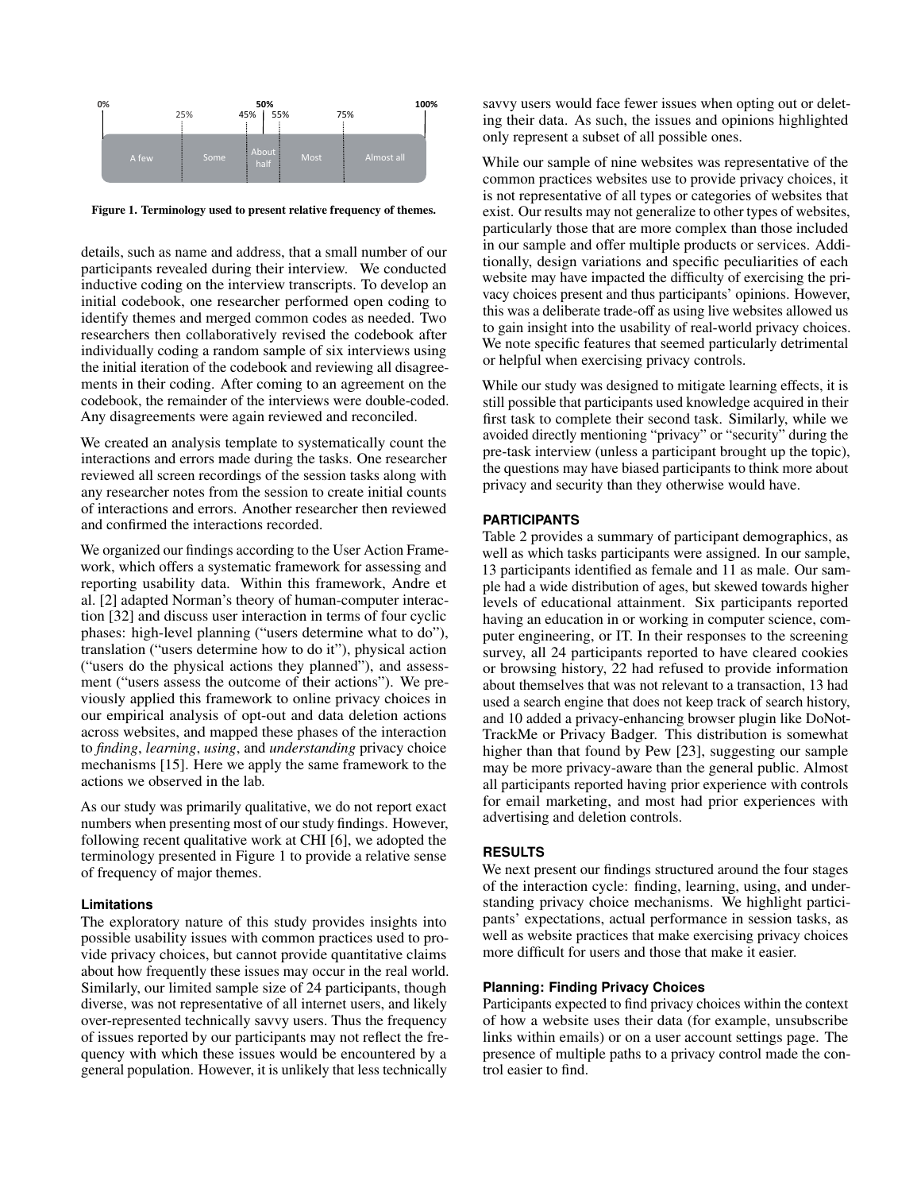0% 25% 45% 50% 55% 75% 100%

A few | Some | About half | Most | Almost all

**Figure 1. Terminology used to present relative frequency of themes.**

details, such as name and address, that a small number of our participants revealed during their interview. We conducted inductive coding on the interview transcripts. To develop an initial codebook, one researcher performed open coding to identify themes and merged common codes as needed. Two researchers then collaboratively revised the codebook after individually coding a random sample of six interviews using the initial iteration of the codebook and reviewing all disagreements in their coding. After coming to an agreement on the codebook, the remainder of the interviews were double-coded. Any disagreements were again reviewed and reconciled.

We created an analysis template to systematically count the interactions and errors made during the tasks. One researcher reviewed all screen recordings of the session tasks along with any researcher notes from the session to create initial counts of interactions and errors. Another researcher then reviewed and confirmed the interactions recorded.

We organized our findings according to the User Action Framework, which offers a systematic framework for assessing and reporting usability data. Within this framework, Andre et al. [2] adapted Norman's theory of human-computer interaction [32] and discuss user interaction in terms of four cyclic phases: high-level planning ("users determine what to do"), translation ("users determine how to do it"), physical action ("users do the physical actions they planned"), and assessment ("users assess the outcome of their actions"). We previously applied this framework to online privacy choices in our empirical analysis of opt-out and data deletion actions across websites, and mapped these phases of the interaction to *finding*, *learning*, *using*, and *understanding* privacy choice mechanisms [15]. Here we apply the same framework to the actions we observed in the lab.

As our study was primarily qualitative, we do not report exact numbers when presenting most of our study findings. However, following recent qualitative work at CHI [6], we adopted the terminology presented in Figure 1 to provide a relative sense of frequency of major themes.

### Limitations

The exploratory nature of this study provides insights into possible usability issues with common practices used to provide privacy choices, but cannot provide quantitative claims about how frequently these issues may occur in the real world. Similarly, our limited sample size of 24 participants, though diverse, was not representative of all internet users, and likely over-represented technically savvy users. Thus the frequency of issues reported by our participants may not reflect the frequency with which these issues would be encountered by a general population. However, it is unlikely that less technically savvy users would face fewer issues when opting out or deleting their data. As such, the issues and opinions highlighted only represent a subset of all possible ones.

While our sample of nine websites was representative of the common practices websites use to provide privacy choices, it is not representative of all types or categories of websites that exist. Our results may not generalize to other types of websites, particularly those that are more complex than those included in our sample and offer multiple products or services. Additionally, design variations and specific peculiarities of each website may have impacted the difficulty of exercising the privacy choices present and thus participants' opinions. However, this was a deliberate trade-off as using live websites allowed us to gain insight into the usability of real-world privacy choices. We note specific features that seemed particularly detrimental or helpful when exercising privacy controls.

While our study was designed to mitigate learning effects, it is still possible that participants used knowledge acquired in their first task to complete their second task. Similarly, while we avoided directly mentioning "privacy" or "security" during the pre-task interview (unless a participant brought up the topic), the questions may have biased participants to think more about privacy and security than they otherwise would have.

## PARTICIPANTS

Table 2 provides a summary of participant demographics, as well as which tasks participants were assigned. In our sample, 13 participants identified as female and 11 as male. Our sample had a wide distribution of ages, but skewed towards higher levels of educational attainment. Six participants reported having an education in or working in computer science, computer engineering, or IT. In their responses to the screening survey, all 24 participants reported to have cleared cookies or browsing history, 22 had refused to provide information about themselves that was not relevant to a transaction, 13 had used a search engine that does not keep track of search history, and 10 added a privacy-enhancing browser plugin like DoNotTrackMe or Privacy Badger. This distribution is somewhat higher than that found by Pew [23], suggesting our sample may be more privacy-aware than the general public. Almost all participants reported having prior experience with controls for email marketing, and most had prior experiences with advertising and deletion controls.

## RESULTS

We next present our findings structured around the four stages of the interaction cycle: finding, learning, using, and understanding privacy choice mechanisms. We highlight participants' expectations, actual performance in session tasks, as well as website practices that make exercising privacy choices more difficult for users and those that make it easier.

### Planning: Finding Privacy Choices

Participants expected to find privacy choices within the context of how a website uses their data (for example, unsubscribe links within emails) or on a user account settings page. The presence of multiple paths to a privacy control made the control easier to find.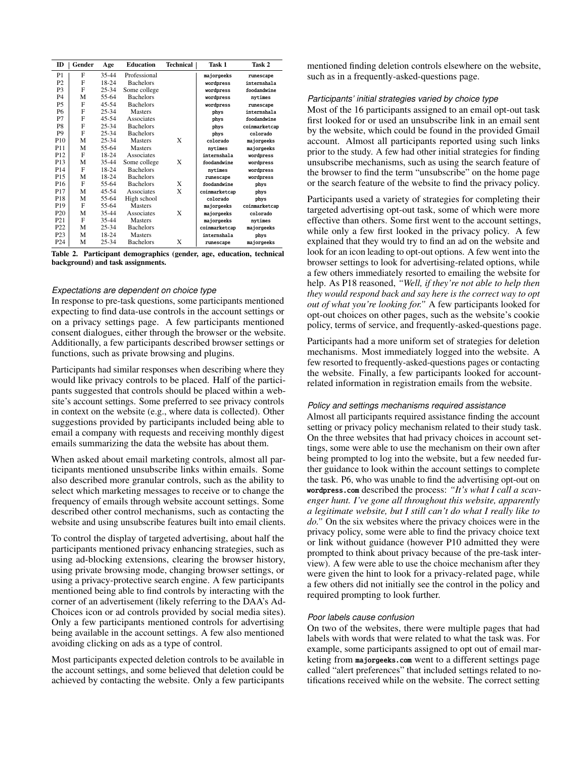| ID | Gender | Age | Education | Technical | Task 1 | Task 2 |
|---|---|---|---|---|---|---|
| P1 | F | 35-44 | Professional | | majorgeeks | runescape |
| P2 | F | 18-24 | Bachelors | | wordpress | internshala |
| P3 | F | 25-34 | Some college | | wordpress | foodandwine |
| P4 | M | 55-64 | Bachelors | | wordpress | nytimes |
| P5 | F | 45-54 | Bachelors | | wordpress | runescape |
| P6 | F | 25-34 | Masters | | phys | internshala |
| P7 | F | 45-54 | Associates | | phys | foodandwine |
| P8 | F | 25-34 | Bachelors | | phys | coinmarketcap |
| P9 | F | 25-34 | Bachelors | | phys | colorado |
| P10 | M | 25-34 | Masters | X | colorado | majorgeeks |
| P11 | M | 55-64 | Masters | | nytimes | majorgeeks |
| P12 | F | 18-24 | Associates | | internshala | wordpress |
| P13 | M | 35-44 | Some college | X | foodandwine | wordpress |
| P14 | F | 18-24 | Bachelors | | nytimes | wordpress |
| P15 | M | 18-24 | Bachelors | | runescape | wordpress |
| P16 | F | 55-64 | Bachelors | X | foodandwine | phys |
| P17 | M | 45-54 | Associates | X | coinmarketcap | phys |
| P18 | M | 55-64 | High school | | colorado | phys |
| P19 | F | 55-64 | Masters | | majorgeeks | coinmarketcap |
| P20 | M | 35-44 | Associates | X | majorgeeks | colorado |
| P21 | F | 35-44 | Masters | | majorgeeks | nytimes |
| P22 | M | 25-34 | Bachelors | | coinmarketcap | majorgeeks |
| P23 | M | 18-24 | Masters | | internshala | phys |
| P24 | M | 25-34 | Bachelors | X | runescape | majorgeeks |

**Table 2. Participant demographics (gender, age, education, technical background) and task assignments.**

### *Expectations are dependent on choice type*

In response to pre-task questions, some participants mentioned expecting to find data-use controls in the account settings or on a privacy settings page. A few participants mentioned consent dialogues, either through the browser or the website. Additionally, a few participants described browser settings or functions, such as private browsing and plugins.

Participants had similar responses when describing where they would like privacy controls to be placed. Half of the participants suggested that controls should be placed within a website's account settings. Some preferred to see privacy controls in context on the website (e.g., where data is collected). Other suggestions provided by participants included being able to email a company with requests and receiving monthly digest emails summarizing the data the website has about them.

When asked about email marketing controls, almost all participants mentioned unsubscribe links within emails. Some also described more granular controls, such as the ability to select which marketing messages to receive or to change the frequency of emails through website account settings. Some described other control mechanisms, such as contacting the website and using unsubscribe features built into email clients.

To control the display of targeted advertising, about half the participants mentioned privacy enhancing strategies, such as using ad-blocking extensions, clearing the browser history, using private browsing mode, changing browser settings, or using a privacy-protective search engine. A few participants mentioned being able to find controls by interacting with the corner of an advertisement (likely referring to the DAA's AdChoices icon or ad controls provided by social media sites). Only a few participants mentioned controls for advertising being available in the account settings. A few also mentioned avoiding clicking on ads as a type of control.

Most participants expected deletion controls to be available in the account settings, and some believed that deletion could be achieved by contacting the website. Only a few participants mentioned finding deletion controls elsewhere on the website, such as in a frequently-asked-questions page.

### *Participants' initial strategies varied by choice type*

Most of the 16 participants assigned to an email opt-out task first looked for or used an unsubscribe link in an email sent by the website, which could be found in the provided Gmail account. Almost all participants reported using such links prior to the study. A few had other initial strategies for finding unsubscribe mechanisms, such as using the search feature of the browser to find the term "unsubscribe" on the home page or the search feature of the website to find the privacy policy.

Participants used a variety of strategies for completing their targeted advertising opt-out task, some of which were more effective than others. Some first went to the account settings, while only a few first looked in the privacy policy. A few explained that they would try to find an ad on the website and look for an icon leading to opt-out options. A few went into the browser settings to look for advertising-related options, while a few others immediately resorted to emailing the website for help. As P18 reasoned, *"Well, if they're not able to help then they would respond back and say here is the correct way to opt out of what you're looking for."* A few participants looked for opt-out choices on other pages, such as the website's cookie policy, terms of service, and frequently-asked-questions page.

Participants had a more uniform set of strategies for deletion mechanisms. Most immediately logged into the website. A few resorted to frequently-asked-questions pages or contacting the website. Finally, a few participants looked for account-related information in registration emails from the website.

### *Policy and settings mechanisms required assistance*

Almost all participants required assistance finding the account setting or privacy policy mechanism related to their study task. On the three websites that had privacy choices in account settings, some were able to use the mechanism on their own after being prompted to log into the website, but a few needed further guidance to look within the account settings to complete the task. P6, who was unable to find the advertising opt-out on **wordpress.com** described the process: *"It's what I call a scavenger hunt. I've gone all throughout this website, apparently a legitimate website, but I still can't do what I really like to do."* On the six websites where the privacy choices were in the privacy policy, some were able to find the privacy choice text or link without guidance (however P10 admitted they were prompted to think about privacy because of the pre-task interview). A few were able to use the choice mechanism after they were given the hint to look for a privacy-related page, while a few others did not initially see the control in the policy and required prompting to look further.

### *Poor labels cause confusion*

On two of the websites, there were multiple pages that had labels with words that were related to what the task was. For example, some participants assigned to opt out of email marketing from **majorgeeks.com** went to a different settings page called "alert preferences" that included settings related to notifications received while on the website. The correct setting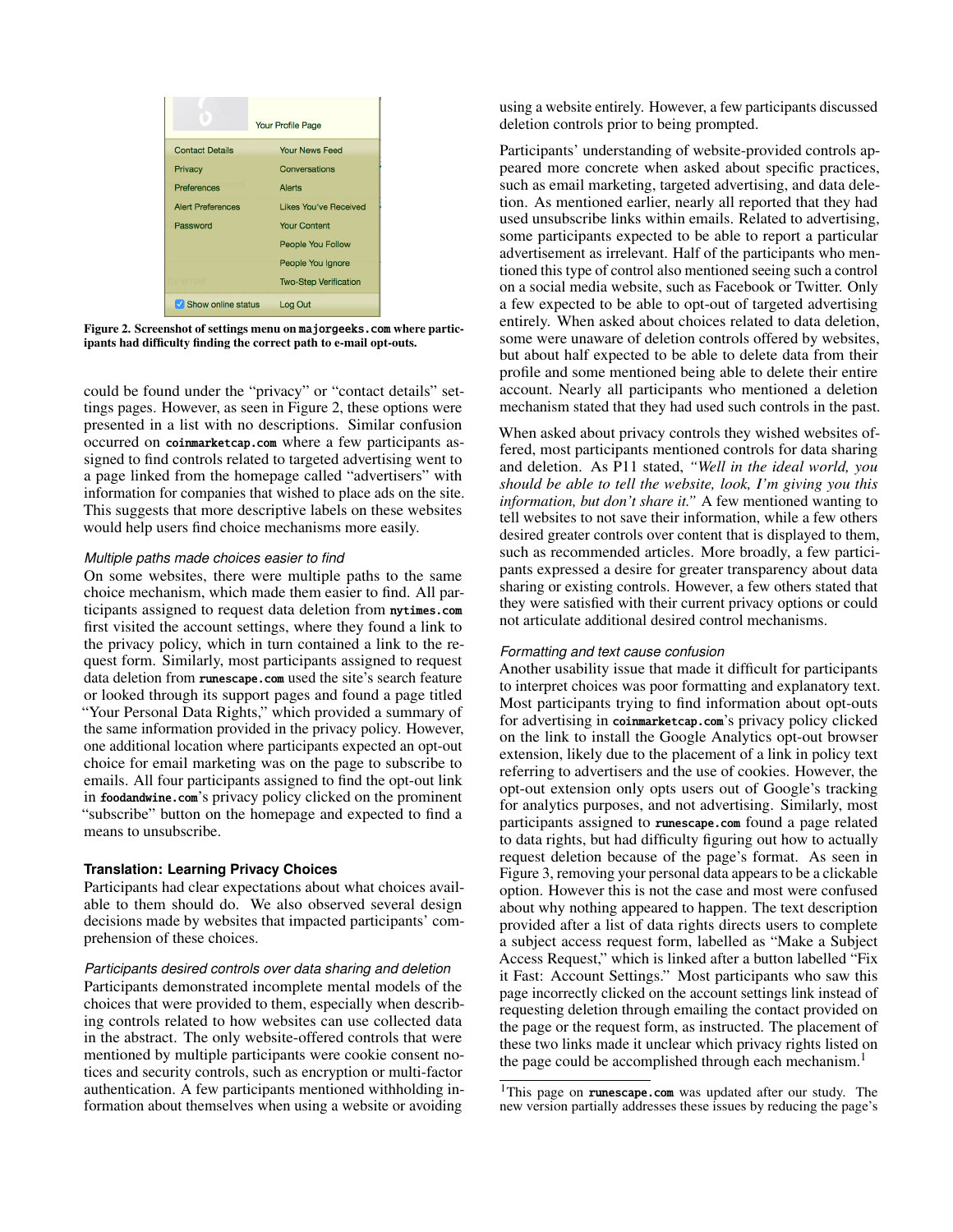**Figure 2. Screenshot of settings menu on majorgeeks.com where participants had difficulty finding the correct path to e-mail opt-outs.**

could be found under the "privacy" or "contact details" settings pages. However, as seen in Figure 2, these options were presented in a list with no descriptions. Similar confusion occurred on **coinmarketcap.com** where a few participants assigned to find controls related to targeted advertising went to a page linked from the homepage called "advertisers" with information for companies that wished to place ads on the site. This suggests that more descriptive labels on these websites would help users find choice mechanisms more easily.

*Multiple paths made choices easier to find*

On some websites, there were multiple paths to the same choice mechanism, which made them easier to find. All participants assigned to request data deletion from **nytimes.com** first visited the account settings, where they found a link to the privacy policy, which in turn contained a link to the request form. Similarly, most participants assigned to request data deletion from **runescape.com** used the site's search feature or looked through its support pages and found a page titled "Your Personal Data Rights," which provided a summary of the same information provided in the privacy policy. However, one additional location where participants expected an opt-out choice for email marketing was on the page to subscribe to emails. All four participants assigned to find the opt-out link in **foodandwine.com**'s privacy policy clicked on the prominent "subscribe" button on the homepage and expected to find a means to unsubscribe.

**Translation: Learning Privacy Choices**

Participants had clear expectations about what choices available to them should do. We also observed several design decisions made by websites that impacted participants' comprehension of these choices.

*Participants desired controls over data sharing and deletion*

Participants demonstrated incomplete mental models of the choices that were provided to them, especially when describing controls related to how websites can use collected data in the abstract. The only website-offered controls that were mentioned by multiple participants were cookie consent notices and security controls, such as encryption or multi-factor authentication. A few participants mentioned withholding information about themselves when using a website or avoiding using a website entirely. However, a few participants discussed deletion controls prior to being prompted.

Participants' understanding of website-provided controls appeared more concrete when asked about specific practices, such as email marketing, targeted advertising, and data deletion. As mentioned earlier, nearly all reported that they had used unsubscribe links within emails. Related to advertising, some participants expected to be able to report a particular advertisement as irrelevant. Half of the participants who mentioned this type of control also mentioned seeing such a control on a social media website, such as Facebook or Twitter. Only a few expected to be able to opt-out of targeted advertising entirely. When asked about choices related to data deletion, some were unaware of deletion controls offered by websites, but about half expected to be able to delete data from their profile and some mentioned being able to delete their entire account. Nearly all participants who mentioned a deletion mechanism stated that they had used such controls in the past.

When asked about privacy controls they wished websites offered, most participants mentioned controls for data sharing and deletion. As P11 stated, *"Well in the ideal world, you should be able to tell the website, look, I'm giving you this information, but don't share it."* A few mentioned wanting to tell websites to not save their information, while a few others desired greater controls over content that is displayed to them, such as recommended articles. More broadly, a few participants expressed a desire for greater transparency about data sharing or existing controls. However, a few others stated that they were satisfied with their current privacy options or could not articulate additional desired control mechanisms.

*Formatting and text cause confusion*

Another usability issue that made it difficult for participants to interpret choices was poor formatting and explanatory text. Most participants trying to find information about opt-outs for advertising in **coinmarketcap.com**'s privacy policy clicked on the link to install the Google Analytics opt-out browser extension, likely due to the placement of a link in policy text referring to advertisers and the use of cookies. However, the opt-out extension only opts users out of Google's tracking for analytics purposes, and not advertising. Similarly, most participants assigned to **runescape.com** found a page related to data rights, but had difficulty figuring out how to actually request deletion because of the page's format. As seen in Figure 3, removing your personal data appears to be a clickable option. However this is not the case and most were confused about why nothing appeared to happen. The text description provided after a list of data rights directs users to complete a subject access request form, labelled as "Make a Subject Access Request," which is linked after a button labelled "Fix it Fast: Account Settings." Most participants who saw this page incorrectly clicked on the account settings link instead of requesting deletion through emailing the contact provided on the page or the request form, as instructed. The placement of these two links made it unclear which privacy rights listed on the page could be accomplished through each mechanism.[1]

[1]This page on **runescape.com** was updated after our study. The new version partially addresses these issues by reducing the page's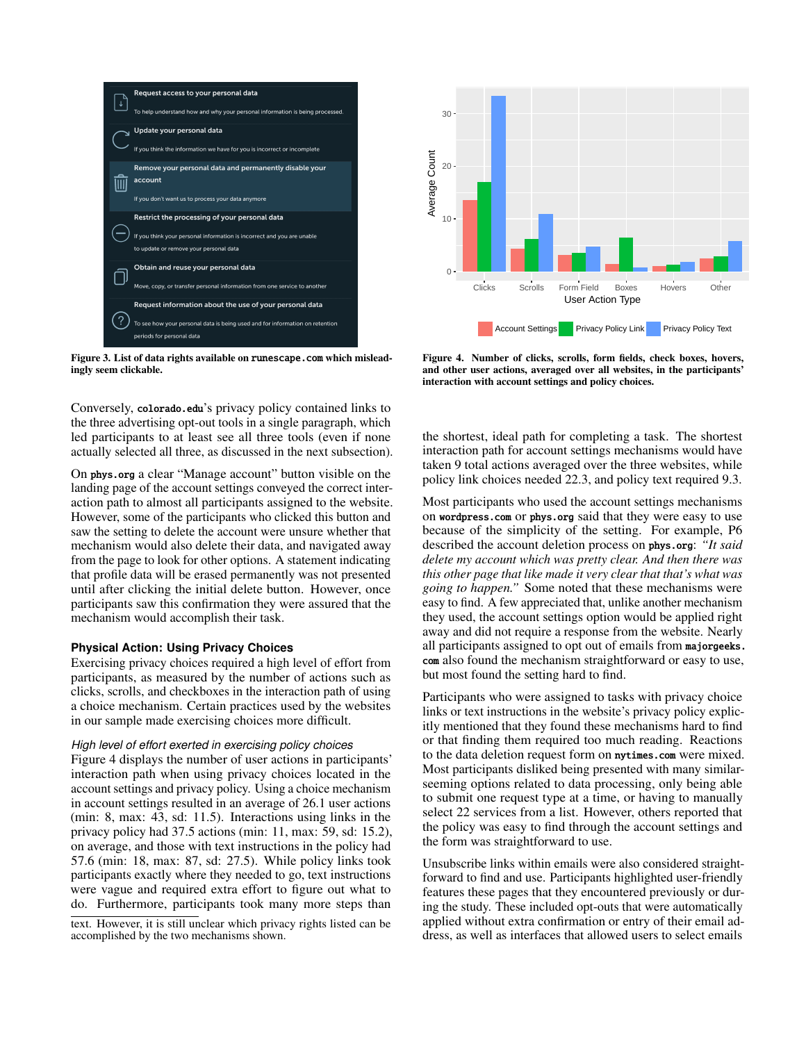Figure 3. List of data rights available on `runescape.com` which misleadingly seem clickable.

Figure 4. Number of clicks, scrolls, form fields, check boxes, hovers, and other user actions, averaged over all websites, in the participants' interaction with account settings and policy choices.

Conversely, **colorado.edu**'s privacy policy contained links to the three advertising opt-out tools in a single paragraph, which led participants to at least see all three tools (even if none actually selected all three, as discussed in the next subsection).

On **phys.org** a clear "Manage account" button visible on the landing page of the account settings conveyed the correct interaction path to almost all participants assigned to the website. However, some of the participants who clicked this button and saw the setting to delete the account were unsure whether that mechanism would also delete their data, and navigated away from the page to look for other options. A statement indicating that profile data will be erased permanently was not presented until after clicking the initial delete button. However, once participants saw this confirmation they were assured that the mechanism would accomplish their task.

### Physical Action: Using Privacy Choices

Exercising privacy choices required a high level of effort from participants, as measured by the number of actions such as clicks, scrolls, and checkboxes in the interaction path of using a choice mechanism. Certain practices used by the websites in our sample made exercising choices more difficult.

#### *High level of effort exerted in exercising policy choices*

Figure 4 displays the number of user actions in participants' interaction path when using privacy choices located in the account settings and privacy policy. Using a choice mechanism in account settings resulted in an average of 26.1 user actions (min: 8, max: 43, sd: 11.5). Interactions using links in the privacy policy had 37.5 actions (min: 11, max: 59, sd: 15.2), on average, and those with text instructions in the policy had 57.6 (min: 18, max: 87, sd: 27.5). While policy links took participants exactly where they needed to go, text instructions were vague and required extra effort to figure out what to do. Furthermore, participants took many more steps than the shortest, ideal path for completing a task. The shortest interaction path for account settings mechanisms would have taken 9 total actions averaged over the three websites, while policy link choices needed 22.3, and policy text required 9.3.

Most participants who used the account settings mechanisms on **wordpress.com** or **phys.org** said that they were easy to use because of the simplicity of the setting. For example, P6 described the account deletion process on **phys.org**: *"It said delete my account which was pretty clear. And then there was this other page that like made it very clear that that's what was going to happen."* Some noted that these mechanisms were easy to find. A few appreciated that, unlike another mechanism they used, the account settings option would be applied right away and did not require a response from the website. Nearly all participants assigned to opt out of emails from **majorgeeks.com** also found the mechanism straightforward or easy to use, but most found the setting hard to find.

Participants who were assigned to tasks with privacy choice links or text instructions in the website's privacy policy explicitly mentioned that they found these mechanisms hard to find or that finding them required too much reading. Reactions to the data deletion request form on **nytimes.com** were mixed. Most participants disliked being presented with many similar-seeming options related to data processing, only being able to submit one request type at a time, or having to manually select 22 services from a list. However, others reported that the policy was easy to find through the account settings and the form was straightforward to use.

Unsubscribe links within emails were also considered straightforward to find and use. Participants highlighted user-friendly features these pages that they encountered previously or during the study. These included opt-outs that were automatically applied without extra confirmation or entry of their email address, as well as interfaces that allowed users to select emails

text. However, it is still unclear which privacy rights listed can be accomplished by the two mechanisms shown.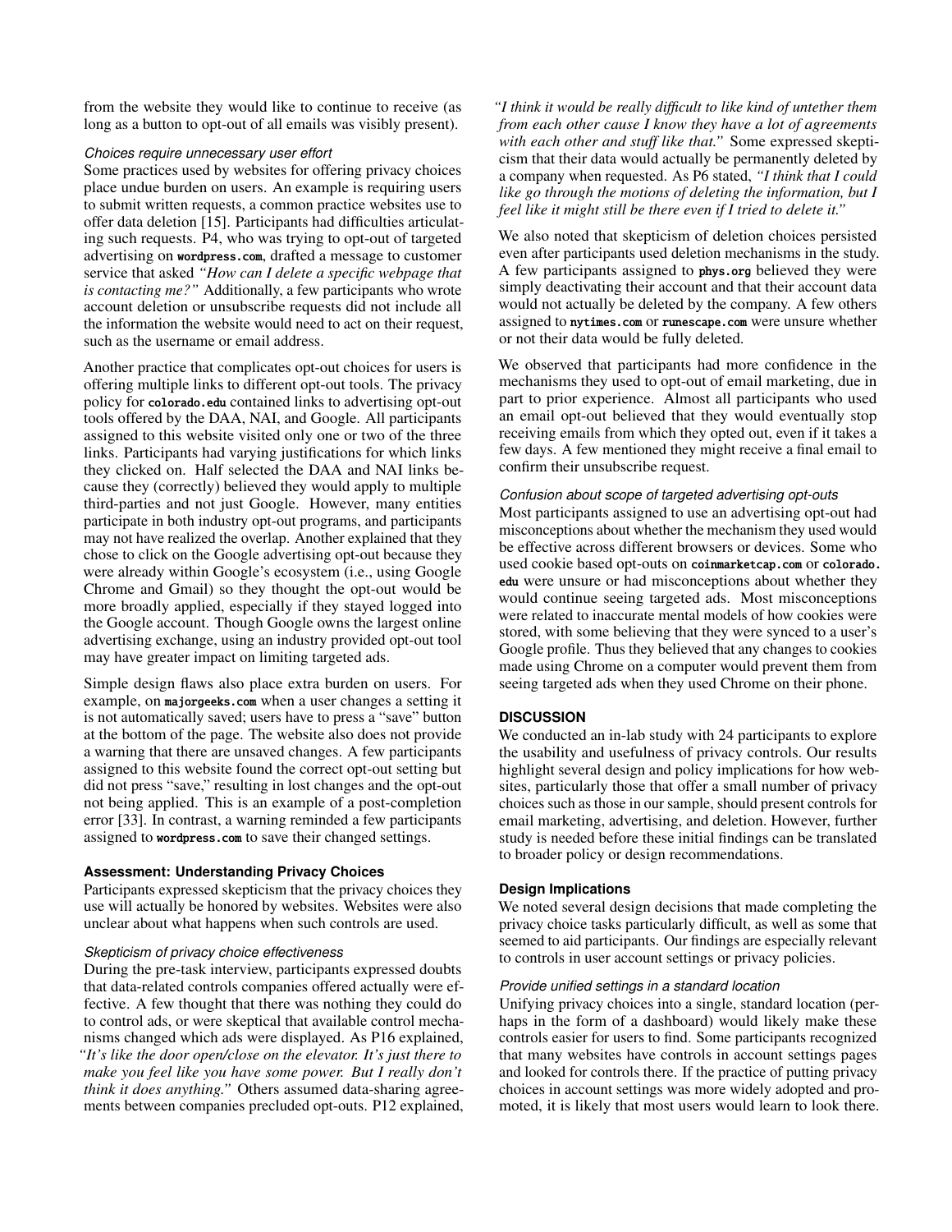from the website they would like to continue to receive (as long as a button to opt-out of all emails was visibly present).

#### *Choices require unnecessary user effort*

Some practices used by websites for offering privacy choices place undue burden on users. An example is requiring users to submit written requests, a common practice websites use to offer data deletion [15]. Participants had difficulties articulating such requests. P4, who was trying to opt-out of targeted advertising on `wordpress.com`, drafted a message to customer service that asked *"How can I delete a specific webpage that is contacting me?"* Additionally, a few participants who wrote account deletion or unsubscribe requests did not include all the information the website would need to act on their request, such as the username or email address.

Another practice that complicates opt-out choices for users is offering multiple links to different opt-out tools. The privacy policy for `colorado.edu` contained links to advertising opt-out tools offered by the DAA, NAI, and Google. All participants assigned to this website visited only one or two of the three links. Participants had varying justifications for which links they clicked on. Half selected the DAA and NAI links because they (correctly) believed they would apply to multiple third-parties and not just Google. However, many entities participate in both industry opt-out programs, and participants may not have realized the overlap. Another explained that they chose to click on the Google advertising opt-out because they were already within Google's ecosystem (i.e., using Google Chrome and Gmail) so they thought the opt-out would be more broadly applied, especially if they stayed logged into the Google account. Though Google owns the largest online advertising exchange, using an industry provided opt-out tool may have greater impact on limiting targeted ads.

Simple design flaws also place extra burden on users. For example, on `majorgeeks.com` when a user changes a setting it is not automatically saved; users have to press a "save" button at the bottom of the page. The website also does not provide a warning that there are unsaved changes. A few participants assigned to this website found the correct opt-out setting but did not press "save," resulting in lost changes and the opt-out not being applied. This is an example of a post-completion error [33]. In contrast, a warning reminded a few participants assigned to `wordpress.com` to save their changed settings.

### Assessment: Understanding Privacy Choices

Participants expressed skepticism that the privacy choices they use will actually be honored by websites. Websites were also unclear about what happens when such controls are used.

#### *Skepticism of privacy choice effectiveness*

During the pre-task interview, participants expressed doubts that data-related controls companies offered actually were effective. A few thought that there was nothing they could do to control ads, or were skeptical that available control mechanisms changed which ads were displayed. As P16 explained, *"It's like the door open/close on the elevator. It's just there to make you feel like you have some power. But I really don't think it does anything."* Others assumed data-sharing agreements between companies precluded opt-outs. P12 explained, *"I think it would be really difficult to like kind of untether them from each other cause I know they have a lot of agreements with each other and stuff like that."* Some expressed skepticism that their data would actually be permanently deleted by a company when requested. As P6 stated, *"I think that I could like go through the motions of deleting the information, but I feel like it might still be there even if I tried to delete it."*

We also noted that skepticism of deletion choices persisted even after participants used deletion mechanisms in the study. A few participants assigned to `phys.org` believed they were simply deactivating their account and that their account data would not actually be deleted by the company. A few others assigned to `nytimes.com` or `runescape.com` were unsure whether or not their data would be fully deleted.

We observed that participants had more confidence in the mechanisms they used to opt-out of email marketing, due in part to prior experience. Almost all participants who used an email opt-out believed that they would eventually stop receiving emails from which they opted out, even if it takes a few days. A few mentioned they might receive a final email to confirm their unsubscribe request.

#### *Confusion about scope of targeted advertising opt-outs*

Most participants assigned to use an advertising opt-out had misconceptions about whether the mechanism they used would be effective across different browsers or devices. Some who used cookie based opt-outs on `coinmarketcap.com` or `colorado.edu` were unsure or had misconceptions about whether they would continue seeing targeted ads. Most misconceptions were related to inaccurate mental models of how cookies were stored, with some believing that they were synced to a user's Google profile. Thus they believed that any changes to cookies made using Chrome on a computer would prevent them from seeing targeted ads when they used Chrome on their phone.

## DISCUSSION

We conducted an in-lab study with 24 participants to explore the usability and usefulness of privacy controls. Our results highlight several design and policy implications for how websites, particularly those that offer a small number of privacy choices such as those in our sample, should present controls for email marketing, advertising, and deletion. However, further study is needed before these initial findings can be translated to broader policy or design recommendations.

### Design Implications

We noted several design decisions that made completing the privacy choice tasks particularly difficult, as well as some that seemed to aid participants. Our findings are especially relevant to controls in user account settings or privacy policies.

#### *Provide unified settings in a standard location*

Unifying privacy choices into a single, standard location (perhaps in the form of a dashboard) would likely make these controls easier for users to find. Some participants recognized that many websites have controls in account settings pages and looked for controls there. If the practice of putting privacy choices in account settings was more widely adopted and promoted, it is likely that most users would learn to look there.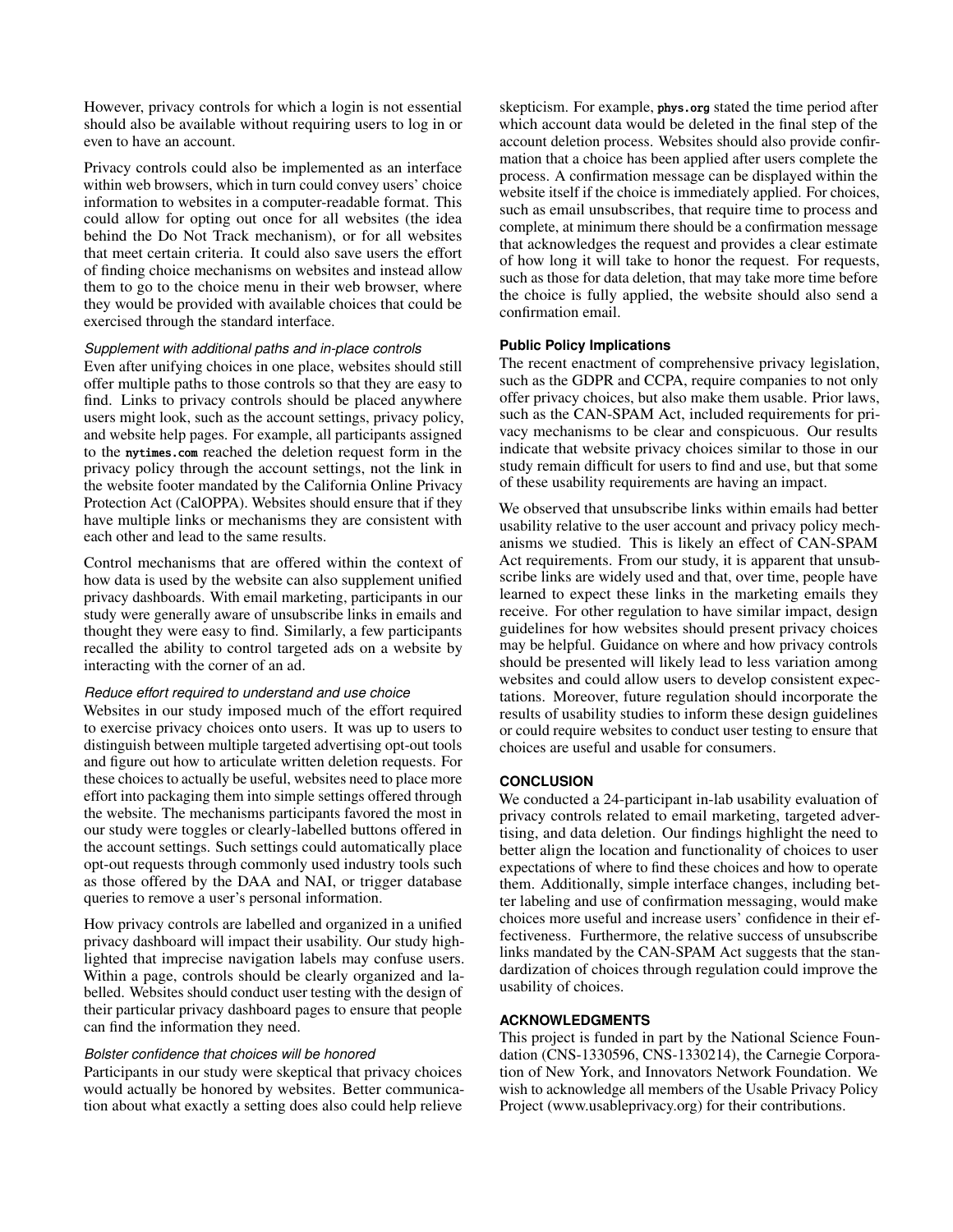However, privacy controls for which a login is not essential should also be available without requiring users to log in or even to have an account.

Privacy controls could also be implemented as an interface within web browsers, which in turn could convey users' choice information to websites in a computer-readable format. This could allow for opting out once for all websites (the idea behind the Do Not Track mechanism), or for all websites that meet certain criteria. It could also save users the effort of finding choice mechanisms on websites and instead allow them to go to the choice menu in their web browser, where they would be provided with available choices that could be exercised through the standard interface.

*Supplement with additional paths and in-place controls*

Even after unifying choices in one place, websites should still offer multiple paths to those controls so that they are easy to find. Links to privacy controls should be placed anywhere users might look, such as the account settings, privacy policy, and website help pages. For example, all participants assigned to the **nytimes.com** reached the deletion request form in the privacy policy through the account settings, not the link in the website footer mandated by the California Online Privacy Protection Act (CalOPPA). Websites should ensure that if they have multiple links or mechanisms they are consistent with each other and lead to the same results.

Control mechanisms that are offered within the context of how data is used by the website can also supplement unified privacy dashboards. With email marketing, participants in our study were generally aware of unsubscribe links in emails and thought they were easy to find. Similarly, a few participants recalled the ability to control targeted ads on a website by interacting with the corner of an ad.

*Reduce effort required to understand and use choice*

Websites in our study imposed much of the effort required to exercise privacy choices onto users. It was up to users to distinguish between multiple targeted advertising opt-out tools and figure out how to articulate written deletion requests. For these choices to actually be useful, websites need to place more effort into packaging them into simple settings offered through the website. The mechanisms participants favored the most in our study were toggles or clearly-labelled buttons offered in the account settings. Such settings could automatically place opt-out requests through commonly used industry tools such as those offered by the DAA and NAI, or trigger database queries to remove a user's personal information.

How privacy controls are labelled and organized in a unified privacy dashboard will impact their usability. Our study highlighted that imprecise navigation labels may confuse users. Within a page, controls should be clearly organized and labelled. Websites should conduct user testing with the design of their particular privacy dashboard pages to ensure that people can find the information they need.

*Bolster confidence that choices will be honored*

Participants in our study were skeptical that privacy choices would actually be honored by websites. Better communication about what exactly a setting does also could help relieve skepticism. For example, **phys.org** stated the time period after which account data would be deleted in the final step of the account deletion process. Websites should also provide confirmation that a choice has been applied after users complete the process. A confirmation message can be displayed within the website itself if the choice is immediately applied. For choices, such as email unsubscribes, that require time to process and complete, at minimum there should be a confirmation message that acknowledges the request and provides a clear estimate of how long it will take to honor the request. For requests, such as those for data deletion, that may take more time before the choice is fully applied, the website should also send a confirmation email.

### Public Policy Implications

The recent enactment of comprehensive privacy legislation, such as the GDPR and CCPA, require companies to not only offer privacy choices, but also make them usable. Prior laws, such as the CAN-SPAM Act, included requirements for privacy mechanisms to be clear and conspicuous. Our results indicate that website privacy choices similar to those in our study remain difficult for users to find and use, but that some of these usability requirements are having an impact.

We observed that unsubscribe links within emails had better usability relative to the user account and privacy policy mechanisms we studied. This is likely an effect of CAN-SPAM Act requirements. From our study, it is apparent that unsubscribe links are widely used and that, over time, people have learned to expect these links in the marketing emails they receive. For other regulation to have similar impact, design guidelines for how websites should present privacy choices may be helpful. Guidance on where and how privacy controls should be presented will likely lead to less variation among websites and could allow users to develop consistent expectations. Moreover, future regulation should incorporate the results of usability studies to inform these design guidelines or could require websites to conduct user testing to ensure that choices are useful and usable for consumers.

## CONCLUSION

We conducted a 24-participant in-lab usability evaluation of privacy controls related to email marketing, targeted advertising, and data deletion. Our findings highlight the need to better align the location and functionality of choices to user expectations of where to find these choices and how to operate them. Additionally, simple interface changes, including better labeling and use of confirmation messaging, would make choices more useful and increase users' confidence in their effectiveness. Furthermore, the relative success of unsubscribe links mandated by the CAN-SPAM Act suggests that the standardization of choices through regulation could improve the usability of choices.

## ACKNOWLEDGMENTS

This project is funded in part by the National Science Foundation (CNS-1330596, CNS-1330214), the Carnegie Corporation of New York, and Innovators Network Foundation. We wish to acknowledge all members of the Usable Privacy Policy Project (www.usableprivacy.org) for their contributions.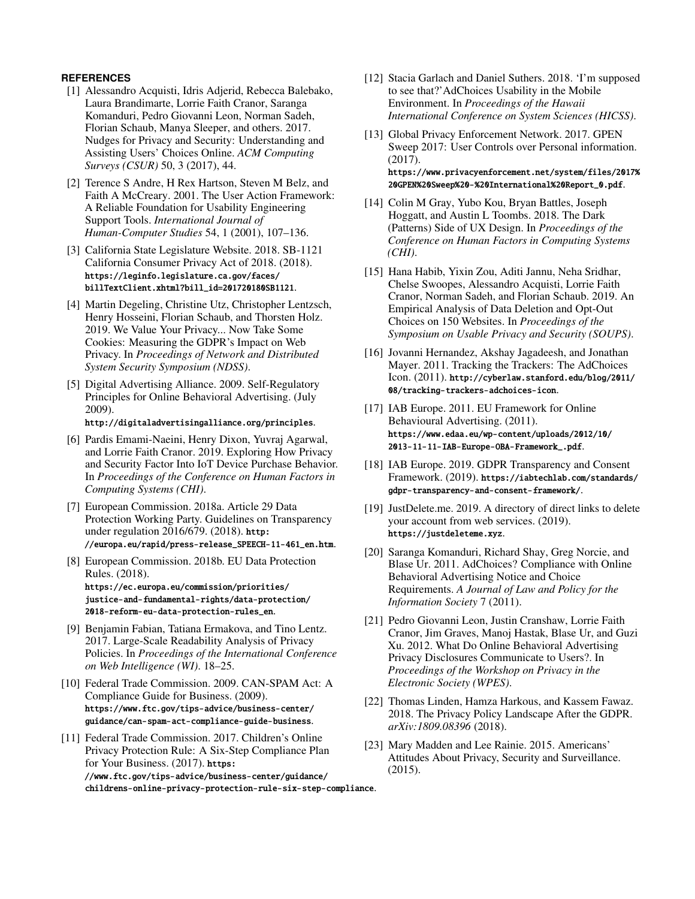## REFERENCES

[1] Alessandro Acquisti, Idris Adjerid, Rebecca Balebako, Laura Brandimarte, Lorrie Faith Cranor, Saranga Komanduri, Pedro Giovanni Leon, Norman Sadeh, Florian Schaub, Manya Sleeper, and others. 2017. Nudges for Privacy and Security: Understanding and Assisting Users' Choices Online. *ACM Computing Surveys (CSUR)* 50, 3 (2017), 44.

[2] Terence S Andre, H Rex Hartson, Steven M Belz, and Faith A McCreary. 2001. The User Action Framework: A Reliable Foundation for Usability Engineering Support Tools. *International Journal of Human-Computer Studies* 54, 1 (2001), 107–136.

[3] California State Legislature Website. 2018. SB-1121 California Consumer Privacy Act of 2018. (2018). https://leginfo.legislature.ca.gov/faces/billTextClient.xhtml?bill_id=201720180SB1121.

[4] Martin Degeling, Christine Utz, Christopher Lentzsch, Henry Hosseini, Florian Schaub, and Thorsten Holz. 2019. We Value Your Privacy... Now Take Some Cookies: Measuring the GDPR's Impact on Web Privacy. In *Proceedings of Network and Distributed System Security Symposium (NDSS)*.

[5] Digital Advertising Alliance. 2009. Self-Regulatory Principles for Online Behavioral Advertising. (July 2009). http://digitaladvertisingalliance.org/principles.

[6] Pardis Emami-Naeini, Henry Dixon, Yuvraj Agarwal, and Lorrie Faith Cranor. 2019. Exploring How Privacy and Security Factor Into IoT Device Purchase Behavior. In *Proceedings of the Conference on Human Factors in Computing Systems (CHI)*.

[7] European Commission. 2018a. Article 29 Data Protection Working Party. Guidelines on Transparency under regulation 2016/679. (2018). http://europa.eu/rapid/press-release_SPEECH-11-461_en.htm.

[8] European Commission. 2018b. EU Data Protection Rules. (2018). https://ec.europa.eu/commission/priorities/justice-and-fundamental-rights/data-protection/2018-reform-eu-data-protection-rules_en.

[9] Benjamin Fabian, Tatiana Ermakova, and Tino Lentz. 2017. Large-Scale Readability Analysis of Privacy Policies. In *Proceedings of the International Conference on Web Intelligence (WI)*. 18–25.

[10] Federal Trade Commission. 2009. CAN-SPAM Act: A Compliance Guide for Business. (2009). https://www.ftc.gov/tips-advice/business-center/guidance/can-spam-act-compliance-guide-business.

[11] Federal Trade Commission. 2017. Children's Online Privacy Protection Rule: A Six-Step Compliance Plan for Your Business. (2017). https://www.ftc.gov/tips-advice/business-center/guidance/childrens-online-privacy-protection-rule-six-step-compliance.

[12] Stacia Garlach and Daniel Suthers. 2018. 'I'm supposed to see that?'AdChoices Usability in the Mobile Environment. In *Proceedings of the Hawaii International Conference on System Sciences (HICSS)*.

[13] Global Privacy Enforcement Network. 2017. GPEN Sweep 2017: User Controls over Personal information. (2017). https://www.privacyenforcement.net/system/files/2017%20GPEN%20Sweep%20-%20International%20Report_0.pdf.

[14] Colin M Gray, Yubo Kou, Bryan Battles, Joseph Hoggatt, and Austin L Toombs. 2018. The Dark (Patterns) Side of UX Design. In *Proceedings of the Conference on Human Factors in Computing Systems (CHI)*.

[15] Hana Habib, Yixin Zou, Aditi Jannu, Neha Sridhar, Chelse Swoopes, Alessandro Acquisti, Lorrie Faith Cranor, Norman Sadeh, and Florian Schaub. 2019. An Empirical Analysis of Data Deletion and Opt-Out Choices on 150 Websites. In *Proceedings of the Symposium on Usable Privacy and Security (SOUPS)*.

[16] Jovanni Hernandez, Akshay Jagadeesh, and Jonathan Mayer. 2011. Tracking the Trackers: The AdChoices Icon. (2011). http://cyberlaw.stanford.edu/blog/2011/08/tracking-trackers-adchoices-icon.

[17] IAB Europe. 2011. EU Framework for Online Behavioural Advertising. (2011). https://www.edaa.eu/wp-content/uploads/2012/10/2013-11-11-IAB-Europe-OBA-Framework_.pdf.

[18] IAB Europe. 2019. GDPR Transparency and Consent Framework. (2019). https://iabtechlab.com/standards/gdpr-transparency-and-consent-framework/.

[19] JustDelete.me. 2019. A directory of direct links to delete your account from web services. (2019). https://justdeleteme.xyz.

[20] Saranga Komanduri, Richard Shay, Greg Norcie, and Blase Ur. 2011. AdChoices? Compliance with Online Behavioral Advertising Notice and Choice Requirements. *A Journal of Law and Policy for the Information Society* 7 (2011).

[21] Pedro Giovanni Leon, Justin Cranshaw, Lorrie Faith Cranor, Jim Graves, Manoj Hastak, Blase Ur, and Guzi Xu. 2012. What Do Online Behavioral Advertising Privacy Disclosures Communicate to Users?. In *Proceedings of the Workshop on Privacy in the Electronic Society (WPES)*.

[22] Thomas Linden, Hamza Harkous, and Kassem Fawaz. 2018. The Privacy Policy Landscape After the GDPR. *arXiv:1809.08396* (2018).

[23] Mary Madden and Lee Rainie. 2015. Americans' Attitudes About Privacy, Security and Surveillance. (2015).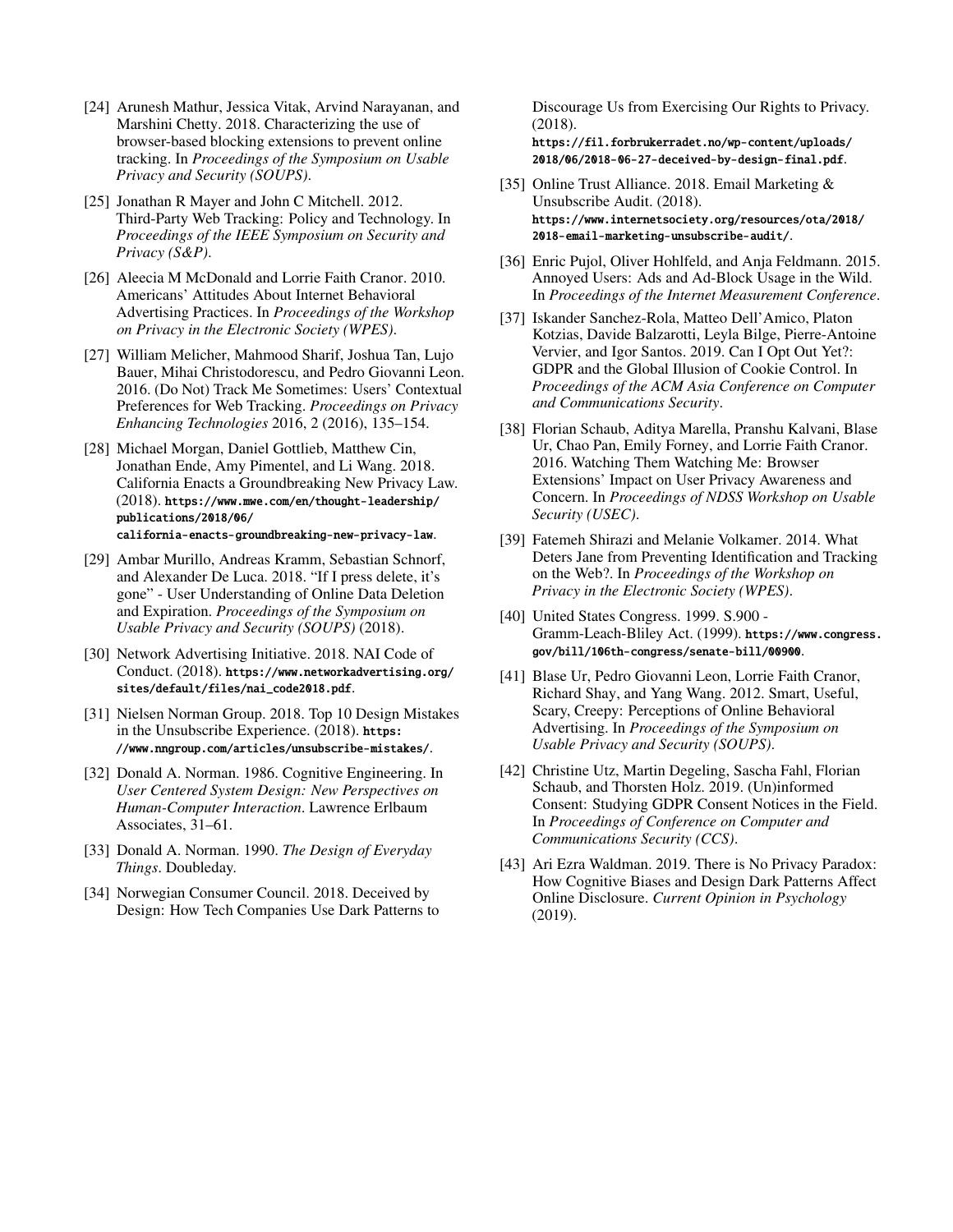[24] Arunesh Mathur, Jessica Vitak, Arvind Narayanan, and Marshini Chetty. 2018. Characterizing the use of browser-based blocking extensions to prevent online tracking. In *Proceedings of the Symposium on Usable Privacy and Security (SOUPS)*.

[25] Jonathan R Mayer and John C Mitchell. 2012. Third-Party Web Tracking: Policy and Technology. In *Proceedings of the IEEE Symposium on Security and Privacy (S&P)*.

[26] Aleecia M McDonald and Lorrie Faith Cranor. 2010. Americans' Attitudes About Internet Behavioral Advertising Practices. In *Proceedings of the Workshop on Privacy in the Electronic Society (WPES)*.

[27] William Melicher, Mahmood Sharif, Joshua Tan, Lujo Bauer, Mihai Christodorescu, and Pedro Giovanni Leon. 2016. (Do Not) Track Me Sometimes: Users' Contextual Preferences for Web Tracking. *Proceedings on Privacy Enhancing Technologies* 2016, 2 (2016), 135–154.

[28] Michael Morgan, Daniel Gottlieb, Matthew Cin, Jonathan Ende, Amy Pimentel, and Li Wang. 2018. California Enacts a Groundbreaking New Privacy Law. (2018). https://www.mwe.com/en/thought-leadership/publications/2018/06/california-enacts-groundbreaking-new-privacy-law.

[29] Ambar Murillo, Andreas Kramm, Sebastian Schnorf, and Alexander De Luca. 2018. "If I press delete, it's gone" - User Understanding of Online Data Deletion and Expiration. *Proceedings of the Symposium on Usable Privacy and Security (SOUPS)* (2018).

[30] Network Advertising Initiative. 2018. NAI Code of Conduct. (2018). https://www.networkadvertising.org/sites/default/files/nai_code2018.pdf.

[31] Nielsen Norman Group. 2018. Top 10 Design Mistakes in the Unsubscribe Experience. (2018). https://www.nngroup.com/articles/unsubscribe-mistakes/.

[32] Donald A. Norman. 1986. Cognitive Engineering. In *User Centered System Design: New Perspectives on Human-Computer Interaction*. Lawrence Erlbaum Associates, 31–61.

[33] Donald A. Norman. 1990. *The Design of Everyday Things*. Doubleday.

[34] Norwegian Consumer Council. 2018. Deceived by Design: How Tech Companies Use Dark Patterns to Discourage Us from Exercising Our Rights to Privacy. (2018). https://fil.forbrukerradet.no/wp-content/uploads/2018/06/2018-06-27-deceived-by-design-final.pdf.

[35] Online Trust Alliance. 2018. Email Marketing & Unsubscribe Audit. (2018). https://www.internetsociety.org/resources/ota/2018/2018-email-marketing-unsubscribe-audit/.

[36] Enric Pujol, Oliver Hohlfeld, and Anja Feldmann. 2015. Annoyed Users: Ads and Ad-Block Usage in the Wild. In *Proceedings of the Internet Measurement Conference*.

[37] Iskander Sanchez-Rola, Matteo Dell'Amico, Platon Kotzias, Davide Balzarotti, Leyla Bilge, Pierre-Antoine Vervier, and Igor Santos. 2019. Can I Opt Out Yet?: GDPR and the Global Illusion of Cookie Control. In *Proceedings of the ACM Asia Conference on Computer and Communications Security*.

[38] Florian Schaub, Aditya Marella, Pranshu Kalvani, Blase Ur, Chao Pan, Emily Forney, and Lorrie Faith Cranor. 2016. Watching Them Watching Me: Browser Extensions' Impact on User Privacy Awareness and Concern. In *Proceedings of NDSS Workshop on Usable Security (USEC)*.

[39] Fatemeh Shirazi and Melanie Volkamer. 2014. What Deters Jane from Preventing Identification and Tracking on the Web?. In *Proceedings of the Workshop on Privacy in the Electronic Society (WPES)*.

[40] United States Congress. 1999. S.900 - Gramm-Leach-Bliley Act. (1999). https://www.congress.gov/bill/106th-congress/senate-bill/00900.

[41] Blase Ur, Pedro Giovanni Leon, Lorrie Faith Cranor, Richard Shay, and Yang Wang. 2012. Smart, Useful, Scary, Creepy: Perceptions of Online Behavioral Advertising. In *Proceedings of the Symposium on Usable Privacy and Security (SOUPS)*.

[42] Christine Utz, Martin Degeling, Sascha Fahl, Florian Schaub, and Thorsten Holz. 2019. (Un)informed Consent: Studying GDPR Consent Notices in the Field. In *Proceedings of Conference on Computer and Communications Security (CCS)*.

[43] Ari Ezra Waldman. 2019. There is No Privacy Paradox: How Cognitive Biases and Design Dark Patterns Affect Online Disclosure. *Current Opinion in Psychology* (2019).